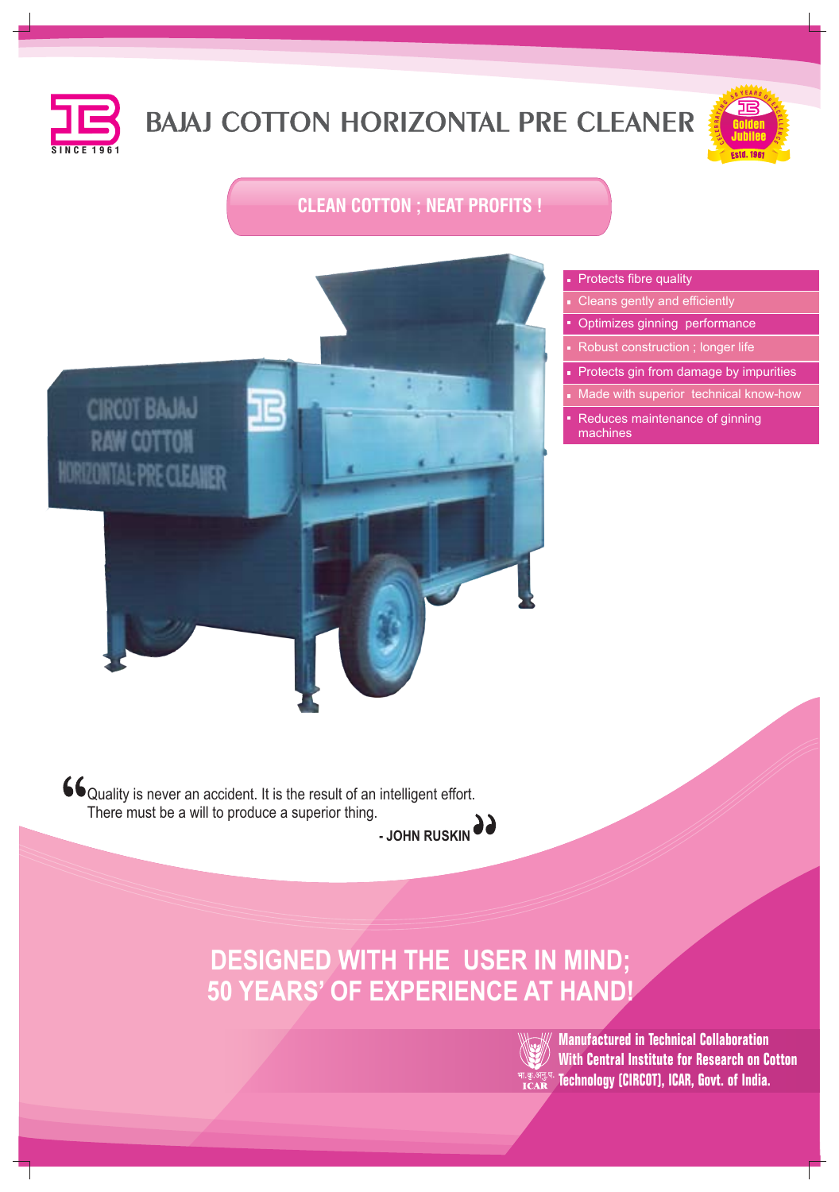# BAJAJ COTTON HORIZONTAL PRE CLEANER

SINCE 1961

Celebrating 50 Years of Excellence — Golden Jubilee — Estd. 1961

## CLEAN COTTON ; NEAT PROFITS !

- Protects fibre quality
- Cleans gently and efficiently
- Optimizes ginning performance
- Robust construction ; longer life
- Protects gin from damage by impurities
- Made with superior technical know-how
- Reduces maintenance of ginning machines

"Quality is never an accident. It is the result of an intelligent effort. There must be a will to produce a superior thing."

**- JOHN RUSKIN**

## DESIGNED WITH THE USER IN MIND; 50 YEARS' OF EXPERIENCE AT HAND!

**Manufactured in Technical Collaboration With Central Institute for Research on Cotton Technology (CIRCOT), ICAR, Govt. of India.**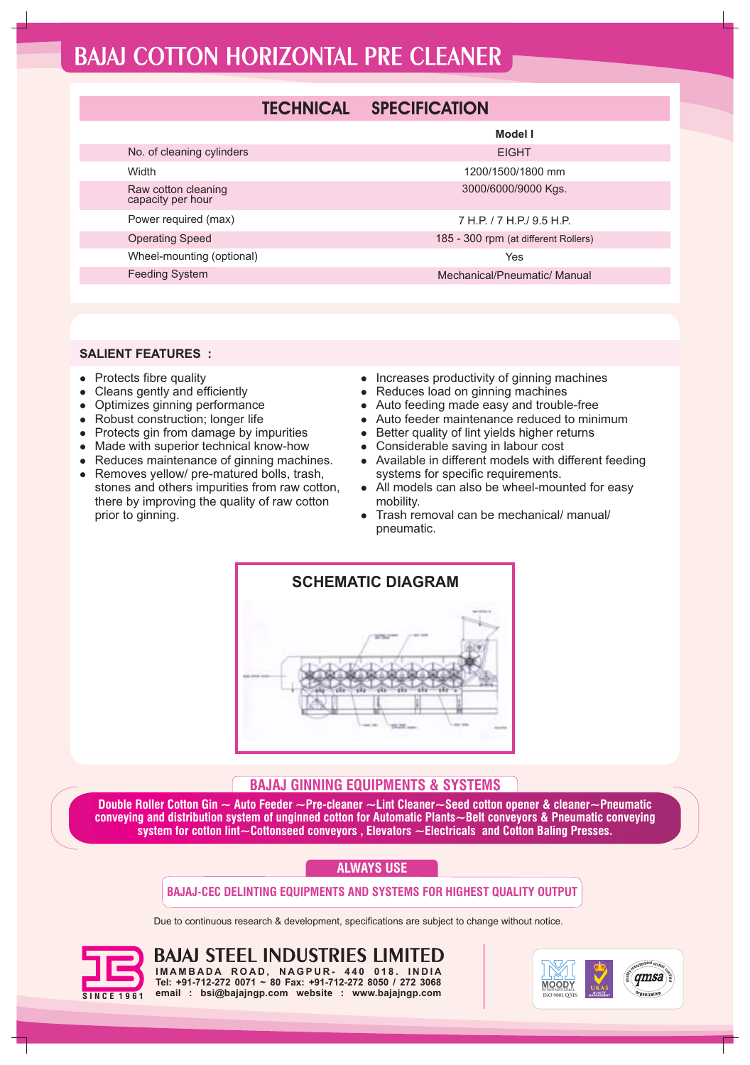# BAJAJ COTTON HORIZONTAL PRE CLEANER

## TECHNICAL SPECIFICATION

| | Model I |
|---|---|
| No. of cleaning cylinders | EIGHT |
| Width | 1200/1500/1800 mm |
| Raw cotton cleaning capacity per hour | 3000/6000/9000 Kgs. |
| Power required (max) | 7 H.P. / 7 H.P./ 9.5 H.P. |
| Operating Speed | 185 - 300 rpm (at different Rollers) |
| Wheel-mounting (optional) | Yes |
| Feeding System | Mechanical/Pneumatic/ Manual |

**SALIENT FEATURES :**

- Protects fibre quality
- Cleans gently and efficiently
- Optimizes ginning performance
- Robust construction; longer life
- Protects gin from damage by impurities
- Made with superior technical know-how
- Reduces maintenance of ginning machines.
- Removes yellow/ pre-matured bolls, trash, stones and others impurities from raw cotton, there by improving the quality of raw cotton prior to ginning.
- Increases productivity of ginning machines
- Reduces load on ginning machines
- Auto feeding made easy and trouble-free
- Auto feeder maintenance reduced to minimum
- Better quality of lint yields higher returns
- Considerable saving in labour cost
- Available in different models with different feeding systems for specific requirements.
- All models can also be wheel-mounted for easy mobility.
- Trash removal can be mechanical/ manual/ pneumatic.

**SCHEMATIC DIAGRAM**

**BAJAJ GINNING EQUIPMENTS & SYSTEMS**

**Double Roller Cotton Gin ~ Auto Feeder ~Pre-cleaner ~Lint Cleaner~Seed cotton opener & cleaner~Pneumatic conveying and distribution system of unginned cotton for Automatic Plants~Belt conveyors & Pneumatic conveying system for cotton lint~Cottonseed conveyors , Elevators ~Electricals and Cotton Baling Presses.**

**ALWAYS USE**

**BAJAJ-CEC DELINTING EQUIPMENTS AND SYSTEMS FOR HIGHEST QUALITY OUTPUT**

Due to continuous research & development, specifications are subject to change without notice.

SINCE 1961

**BAJAJ STEEL INDUSTRIES LIMITED**

IMAMBADA ROAD, NAGPUR- 440 018. INDIA
Tel: +91-712-272 0071 ~ 80 Fax: +91-712-272 8050 / 272 3068
email : bsi@bajajngp.com website : www.bajajngp.com

MOODY INTERNATIONAL ISO 9001 QMS — UKAS QUALITY MANAGEMENT — qmsa quality management system certified organization